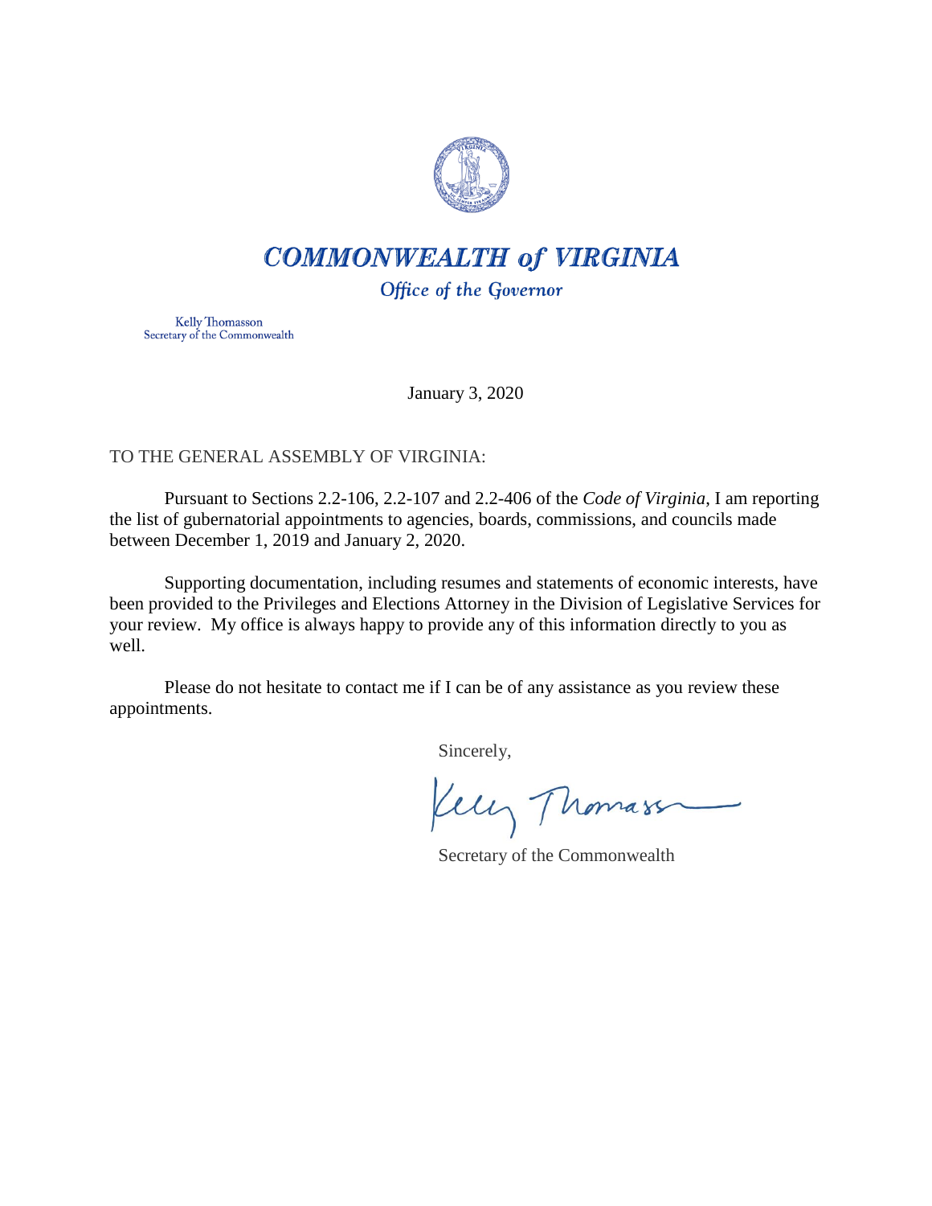# COMMONWEALTH *of* VIRGINIA

*Office of the Governor*

Kelly Thomasson
Secretary of the Commonwealth

January 3, 2020

TO THE GENERAL ASSEMBLY OF VIRGINIA:

Pursuant to Sections 2.2-106, 2.2-107 and 2.2-406 of the *Code of Virginia*, I am reporting the list of gubernatorial appointments to agencies, boards, commissions, and councils made between December 1, 2019 and January 2, 2020.

Supporting documentation, including resumes and statements of economic interests, have been provided to the Privileges and Elections Attorney in the Division of Legislative Services for your review. My office is always happy to provide any of this information directly to you as well.

Please do not hesitate to contact me if I can be of any assistance as you review these appointments.

Sincerely,

Kelly Thomasson

Secretary of the Commonwealth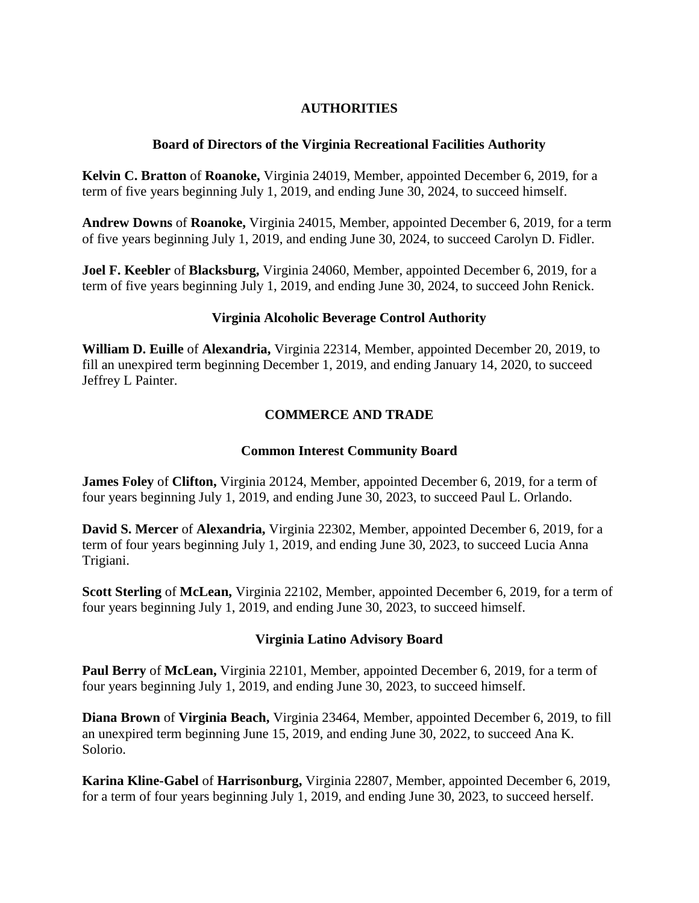## AUTHORITIES

### Board of Directors of the Virginia Recreational Facilities Authority

**Kelvin C. Bratton** of **Roanoke,** Virginia 24019, Member, appointed December 6, 2019, for a term of five years beginning July 1, 2019, and ending June 30, 2024, to succeed himself.

**Andrew Downs** of **Roanoke,** Virginia 24015, Member, appointed December 6, 2019, for a term of five years beginning July 1, 2019, and ending June 30, 2024, to succeed Carolyn D. Fidler.

**Joel F. Keebler** of **Blacksburg,** Virginia 24060, Member, appointed December 6, 2019, for a term of five years beginning July 1, 2019, and ending June 30, 2024, to succeed John Renick.

### Virginia Alcoholic Beverage Control Authority

**William D. Euille** of **Alexandria,** Virginia 22314, Member, appointed December 20, 2019, to fill an unexpired term beginning December 1, 2019, and ending January 14, 2020, to succeed Jeffrey L Painter.

## COMMERCE AND TRADE

### Common Interest Community Board

**James Foley** of **Clifton,** Virginia 20124, Member, appointed December 6, 2019, for a term of four years beginning July 1, 2019, and ending June 30, 2023, to succeed Paul L. Orlando.

**David S. Mercer** of **Alexandria,** Virginia 22302, Member, appointed December 6, 2019, for a term of four years beginning July 1, 2019, and ending June 30, 2023, to succeed Lucia Anna Trigiani.

**Scott Sterling** of **McLean,** Virginia 22102, Member, appointed December 6, 2019, for a term of four years beginning July 1, 2019, and ending June 30, 2023, to succeed himself.

### Virginia Latino Advisory Board

**Paul Berry** of **McLean,** Virginia 22101, Member, appointed December 6, 2019, for a term of four years beginning July 1, 2019, and ending June 30, 2023, to succeed himself.

**Diana Brown** of **Virginia Beach,** Virginia 23464, Member, appointed December 6, 2019, to fill an unexpired term beginning June 15, 2019, and ending June 30, 2022, to succeed Ana K. Solorio.

**Karina Kline-Gabel** of **Harrisonburg,** Virginia 22807, Member, appointed December 6, 2019, for a term of four years beginning July 1, 2019, and ending June 30, 2023, to succeed herself.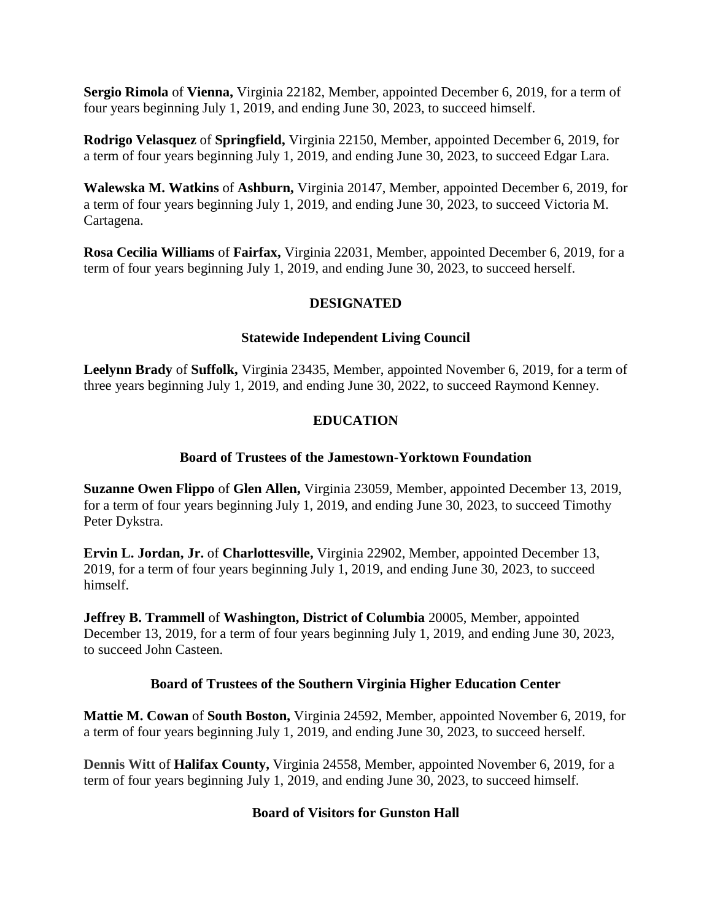**Sergio Rimola** of **Vienna,** Virginia 22182, Member, appointed December 6, 2019, for a term of four years beginning July 1, 2019, and ending June 30, 2023, to succeed himself.

**Rodrigo Velasquez** of **Springfield,** Virginia 22150, Member, appointed December 6, 2019, for a term of four years beginning July 1, 2019, and ending June 30, 2023, to succeed Edgar Lara.

**Walewska M. Watkins** of **Ashburn,** Virginia 20147, Member, appointed December 6, 2019, for a term of four years beginning July 1, 2019, and ending June 30, 2023, to succeed Victoria M. Cartagena.

**Rosa Cecilia Williams** of **Fairfax,** Virginia 22031, Member, appointed December 6, 2019, for a term of four years beginning July 1, 2019, and ending June 30, 2023, to succeed herself.

## DESIGNATED

### Statewide Independent Living Council

**Leelynn Brady** of **Suffolk,** Virginia 23435, Member, appointed November 6, 2019, for a term of three years beginning July 1, 2019, and ending June 30, 2022, to succeed Raymond Kenney.

## EDUCATION

### Board of Trustees of the Jamestown-Yorktown Foundation

**Suzanne Owen Flippo** of **Glen Allen,** Virginia 23059, Member, appointed December 13, 2019, for a term of four years beginning July 1, 2019, and ending June 30, 2023, to succeed Timothy Peter Dykstra.

**Ervin L. Jordan, Jr.** of **Charlottesville,** Virginia 22902, Member, appointed December 13, 2019, for a term of four years beginning July 1, 2019, and ending June 30, 2023, to succeed himself.

**Jeffrey B. Trammell** of **Washington, District of Columbia** 20005, Member, appointed December 13, 2019, for a term of four years beginning July 1, 2019, and ending June 30, 2023, to succeed John Casteen.

### Board of Trustees of the Southern Virginia Higher Education Center

**Mattie M. Cowan** of **South Boston,** Virginia 24592, Member, appointed November 6, 2019, for a term of four years beginning July 1, 2019, and ending June 30, 2023, to succeed herself.

**Dennis Witt** of **Halifax County,** Virginia 24558, Member, appointed November 6, 2019, for a term of four years beginning July 1, 2019, and ending June 30, 2023, to succeed himself.

### Board of Visitors for Gunston Hall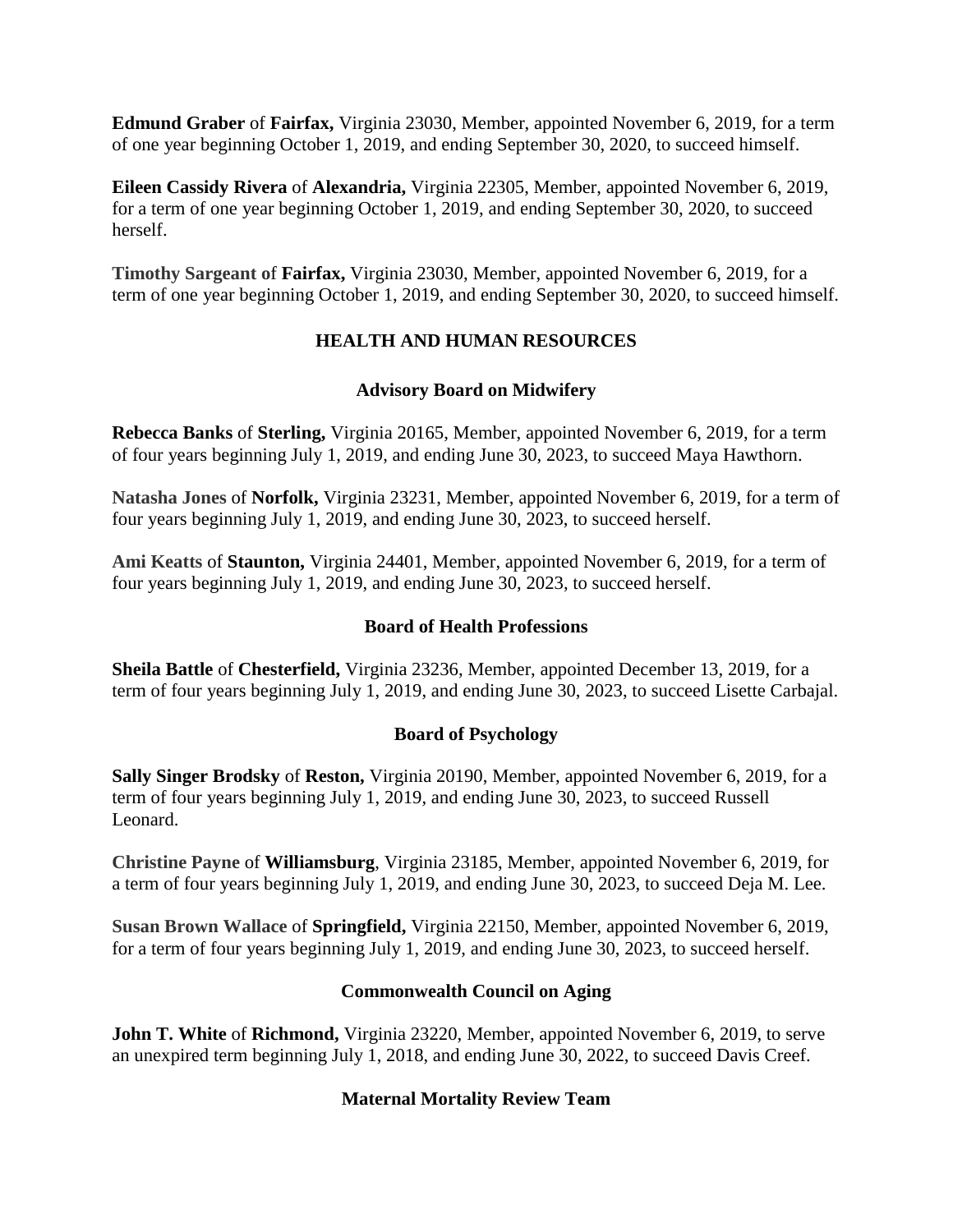**Edmund Graber** of **Fairfax,** Virginia 23030, Member, appointed November 6, 2019, for a term of one year beginning October 1, 2019, and ending September 30, 2020, to succeed himself.

**Eileen Cassidy Rivera** of **Alexandria,** Virginia 22305, Member, appointed November 6, 2019, for a term of one year beginning October 1, 2019, and ending September 30, 2020, to succeed herself.

**Timothy Sargeant** of **Fairfax,** Virginia 23030, Member, appointed November 6, 2019, for a term of one year beginning October 1, 2019, and ending September 30, 2020, to succeed himself.

## HEALTH AND HUMAN RESOURCES

### Advisory Board on Midwifery

**Rebecca Banks** of **Sterling,** Virginia 20165, Member, appointed November 6, 2019, for a term of four years beginning July 1, 2019, and ending June 30, 2023, to succeed Maya Hawthorn.

**Natasha Jones** of **Norfolk,** Virginia 23231, Member, appointed November 6, 2019, for a term of four years beginning July 1, 2019, and ending June 30, 2023, to succeed herself.

**Ami Keatts** of **Staunton,** Virginia 24401, Member, appointed November 6, 2019, for a term of four years beginning July 1, 2019, and ending June 30, 2023, to succeed herself.

### Board of Health Professions

**Sheila Battle** of **Chesterfield,** Virginia 23236, Member, appointed December 13, 2019, for a term of four years beginning July 1, 2019, and ending June 30, 2023, to succeed Lisette Carbajal.

### Board of Psychology

**Sally Singer Brodsky** of **Reston,** Virginia 20190, Member, appointed November 6, 2019, for a term of four years beginning July 1, 2019, and ending June 30, 2023, to succeed Russell Leonard.

**Christine Payne** of **Williamsburg**, Virginia 23185, Member, appointed November 6, 2019, for a term of four years beginning July 1, 2019, and ending June 30, 2023, to succeed Deja M. Lee.

**Susan Brown Wallace** of **Springfield,** Virginia 22150, Member, appointed November 6, 2019, for a term of four years beginning July 1, 2019, and ending June 30, 2023, to succeed herself.

### Commonwealth Council on Aging

**John T. White** of **Richmond,** Virginia 23220, Member, appointed November 6, 2019, to serve an unexpired term beginning July 1, 2018, and ending June 30, 2022, to succeed Davis Creef.

### Maternal Mortality Review Team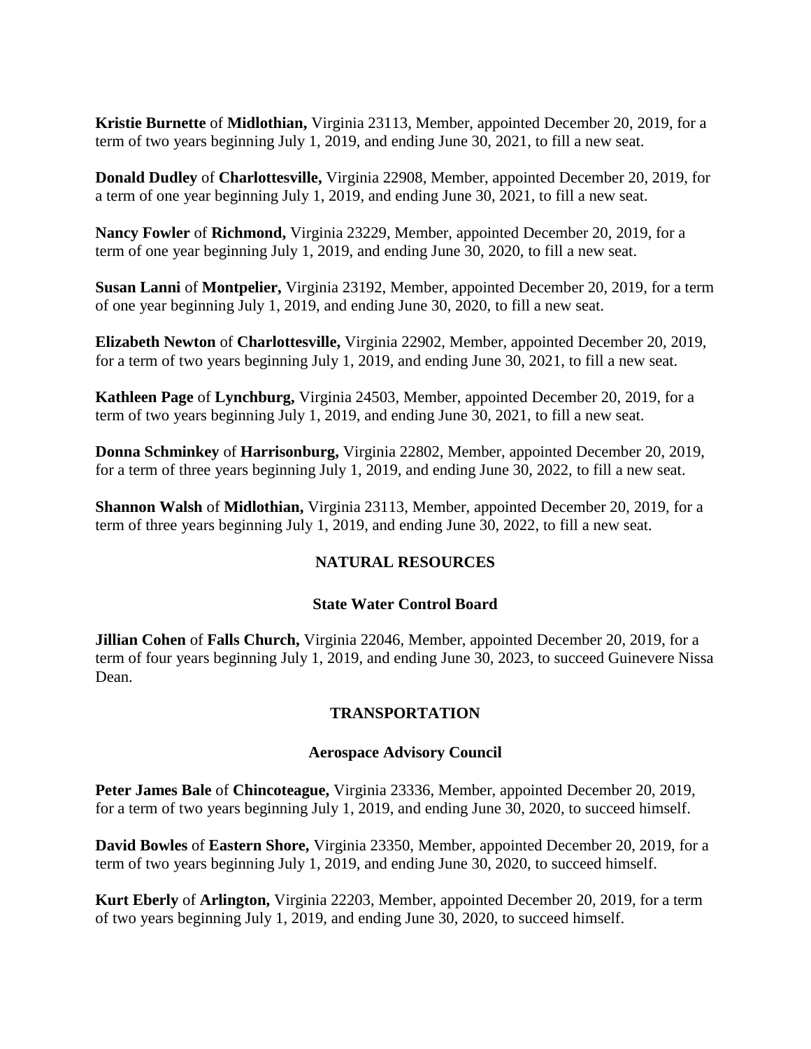**Kristie Burnette** of **Midlothian,** Virginia 23113, Member, appointed December 20, 2019, for a term of two years beginning July 1, 2019, and ending June 30, 2021, to fill a new seat.

**Donald Dudley** of **Charlottesville,** Virginia 22908, Member, appointed December 20, 2019, for a term of one year beginning July 1, 2019, and ending June 30, 2021, to fill a new seat.

**Nancy Fowler** of **Richmond,** Virginia 23229, Member, appointed December 20, 2019, for a term of one year beginning July 1, 2019, and ending June 30, 2020, to fill a new seat.

**Susan Lanni** of **Montpelier,** Virginia 23192, Member, appointed December 20, 2019, for a term of one year beginning July 1, 2019, and ending June 30, 2020, to fill a new seat.

**Elizabeth Newton** of **Charlottesville,** Virginia 22902, Member, appointed December 20, 2019, for a term of two years beginning July 1, 2019, and ending June 30, 2021, to fill a new seat.

**Kathleen Page** of **Lynchburg,** Virginia 24503, Member, appointed December 20, 2019, for a term of two years beginning July 1, 2019, and ending June 30, 2021, to fill a new seat.

**Donna Schminkey** of **Harrisonburg,** Virginia 22802, Member, appointed December 20, 2019, for a term of three years beginning July 1, 2019, and ending June 30, 2022, to fill a new seat.

**Shannon Walsh** of **Midlothian,** Virginia 23113, Member, appointed December 20, 2019, for a term of three years beginning July 1, 2019, and ending June 30, 2022, to fill a new seat.

## NATURAL RESOURCES

### State Water Control Board

**Jillian Cohen** of **Falls Church,** Virginia 22046, Member, appointed December 20, 2019, for a term of four years beginning July 1, 2019, and ending June 30, 2023, to succeed Guinevere Nissa Dean.

## TRANSPORTATION

### Aerospace Advisory Council

**Peter James Bale** of **Chincoteague,** Virginia 23336, Member, appointed December 20, 2019, for a term of two years beginning July 1, 2019, and ending June 30, 2020, to succeed himself.

**David Bowles** of **Eastern Shore,** Virginia 23350, Member, appointed December 20, 2019, for a term of two years beginning July 1, 2019, and ending June 30, 2020, to succeed himself.

**Kurt Eberly** of **Arlington,** Virginia 22203, Member, appointed December 20, 2019, for a term of two years beginning July 1, 2019, and ending June 30, 2020, to succeed himself.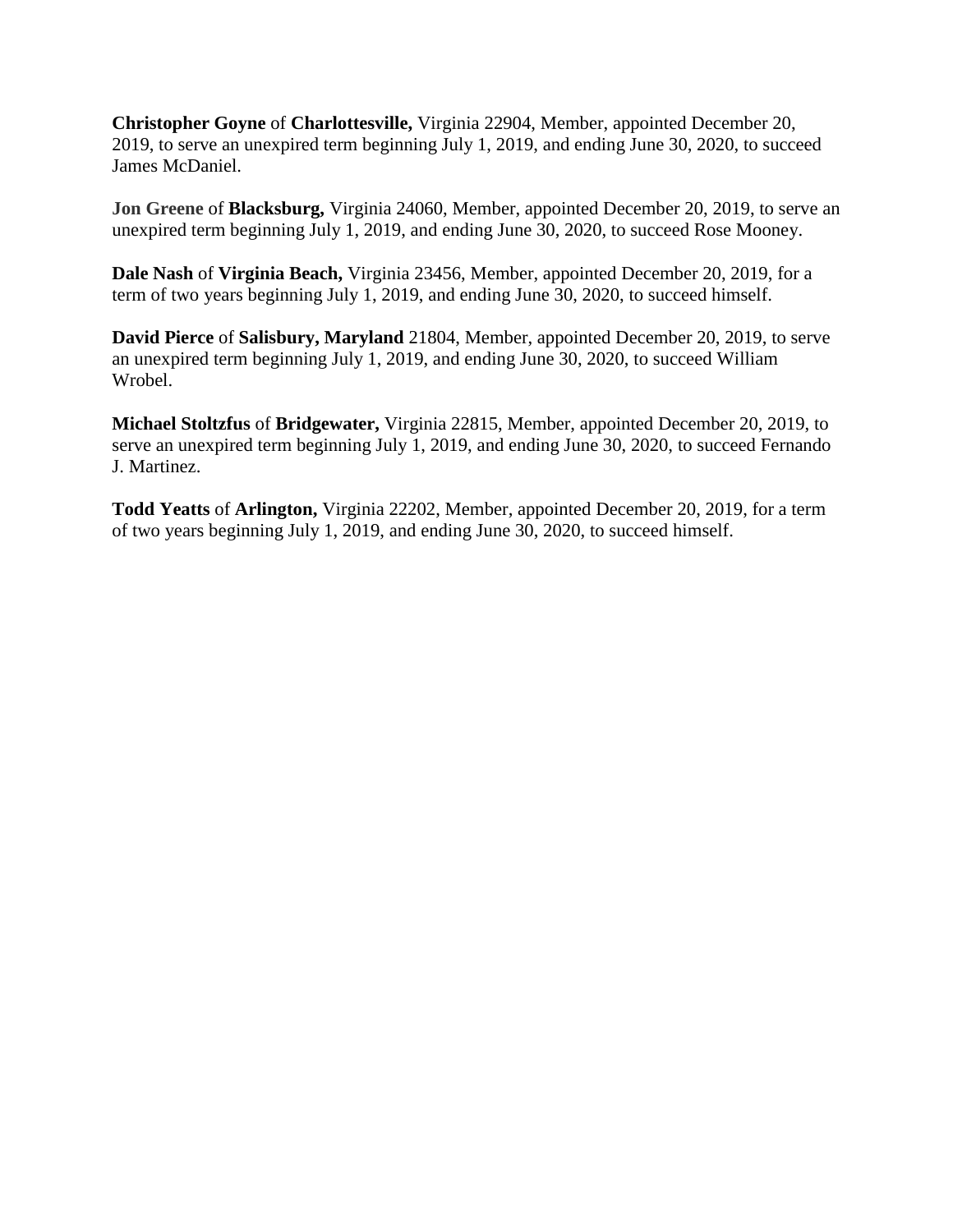**Christopher Goyne** of **Charlottesville,** Virginia 22904, Member, appointed December 20, 2019, to serve an unexpired term beginning July 1, 2019, and ending June 30, 2020, to succeed James McDaniel.

**Jon Greene** of **Blacksburg,** Virginia 24060, Member, appointed December 20, 2019, to serve an unexpired term beginning July 1, 2019, and ending June 30, 2020, to succeed Rose Mooney.

**Dale Nash** of **Virginia Beach,** Virginia 23456, Member, appointed December 20, 2019, for a term of two years beginning July 1, 2019, and ending June 30, 2020, to succeed himself.

**David Pierce** of **Salisbury, Maryland** 21804, Member, appointed December 20, 2019, to serve an unexpired term beginning July 1, 2019, and ending June 30, 2020, to succeed William Wrobel.

**Michael Stoltzfus** of **Bridgewater,** Virginia 22815, Member, appointed December 20, 2019, to serve an unexpired term beginning July 1, 2019, and ending June 30, 2020, to succeed Fernando J. Martinez.

**Todd Yeatts** of **Arlington,** Virginia 22202, Member, appointed December 20, 2019, for a term of two years beginning July 1, 2019, and ending June 30, 2020, to succeed himself.